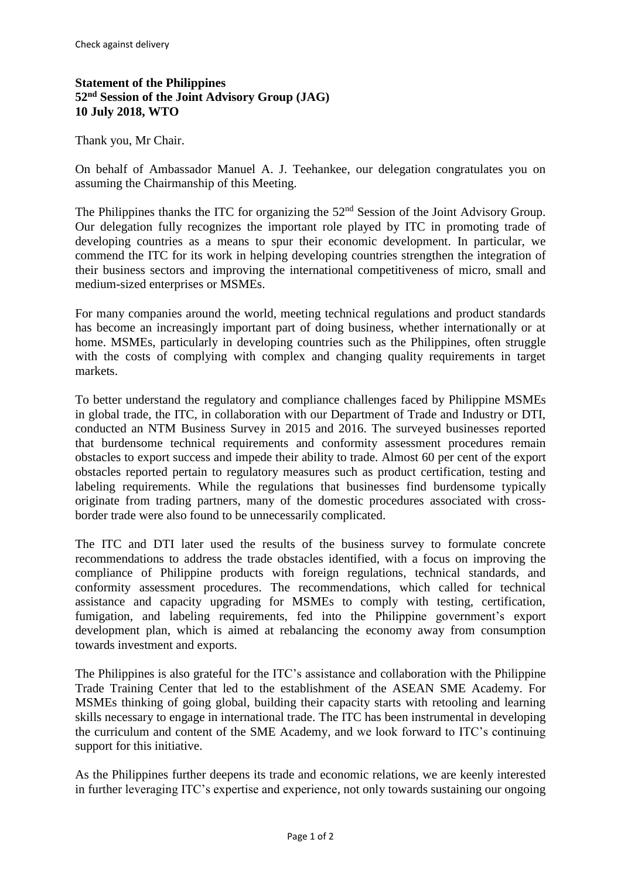Check against delivery

**Statement of the Philippines**
**52nd Session of the Joint Advisory Group (JAG)**
**10 July 2018, WTO**

Thank you, Mr Chair.

On behalf of Ambassador Manuel A. J. Teehankee, our delegation congratulates you on assuming the Chairmanship of this Meeting.

The Philippines thanks the ITC for organizing the 52nd Session of the Joint Advisory Group. Our delegation fully recognizes the important role played by ITC in promoting trade of developing countries as a means to spur their economic development. In particular, we commend the ITC for its work in helping developing countries strengthen the integration of their business sectors and improving the international competitiveness of micro, small and medium-sized enterprises or MSMEs.

For many companies around the world, meeting technical regulations and product standards has become an increasingly important part of doing business, whether internationally or at home. MSMEs, particularly in developing countries such as the Philippines, often struggle with the costs of complying with complex and changing quality requirements in target markets.

To better understand the regulatory and compliance challenges faced by Philippine MSMEs in global trade, the ITC, in collaboration with our Department of Trade and Industry or DTI, conducted an NTM Business Survey in 2015 and 2016. The surveyed businesses reported that burdensome technical requirements and conformity assessment procedures remain obstacles to export success and impede their ability to trade. Almost 60 per cent of the export obstacles reported pertain to regulatory measures such as product certification, testing and labeling requirements. While the regulations that businesses find burdensome typically originate from trading partners, many of the domestic procedures associated with cross-border trade were also found to be unnecessarily complicated.

The ITC and DTI later used the results of the business survey to formulate concrete recommendations to address the trade obstacles identified, with a focus on improving the compliance of Philippine products with foreign regulations, technical standards, and conformity assessment procedures. The recommendations, which called for technical assistance and capacity upgrading for MSMEs to comply with testing, certification, fumigation, and labeling requirements, fed into the Philippine government's export development plan, which is aimed at rebalancing the economy away from consumption towards investment and exports.

The Philippines is also grateful for the ITC's assistance and collaboration with the Philippine Trade Training Center that led to the establishment of the ASEAN SME Academy. For MSMEs thinking of going global, building their capacity starts with retooling and learning skills necessary to engage in international trade. The ITC has been instrumental in developing the curriculum and content of the SME Academy, and we look forward to ITC's continuing support for this initiative.

As the Philippines further deepens its trade and economic relations, we are keenly interested in further leveraging ITC's expertise and experience, not only towards sustaining our ongoing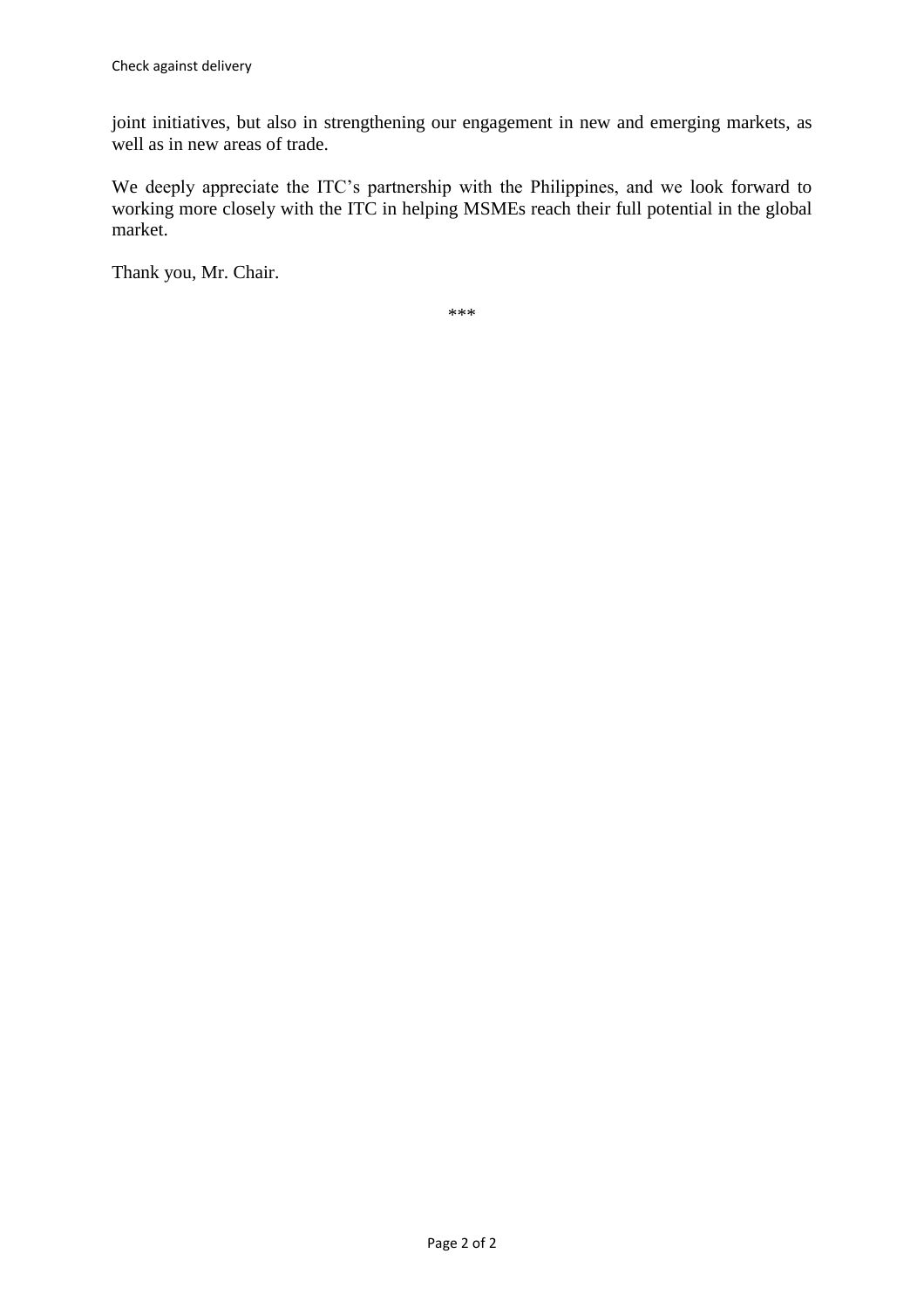joint initiatives, but also in strengthening our engagement in new and emerging markets, as well as in new areas of trade.

We deeply appreciate the ITC's partnership with the Philippines, and we look forward to working more closely with the ITC in helping MSMEs reach their full potential in the global market.

Thank you, Mr. Chair.

***